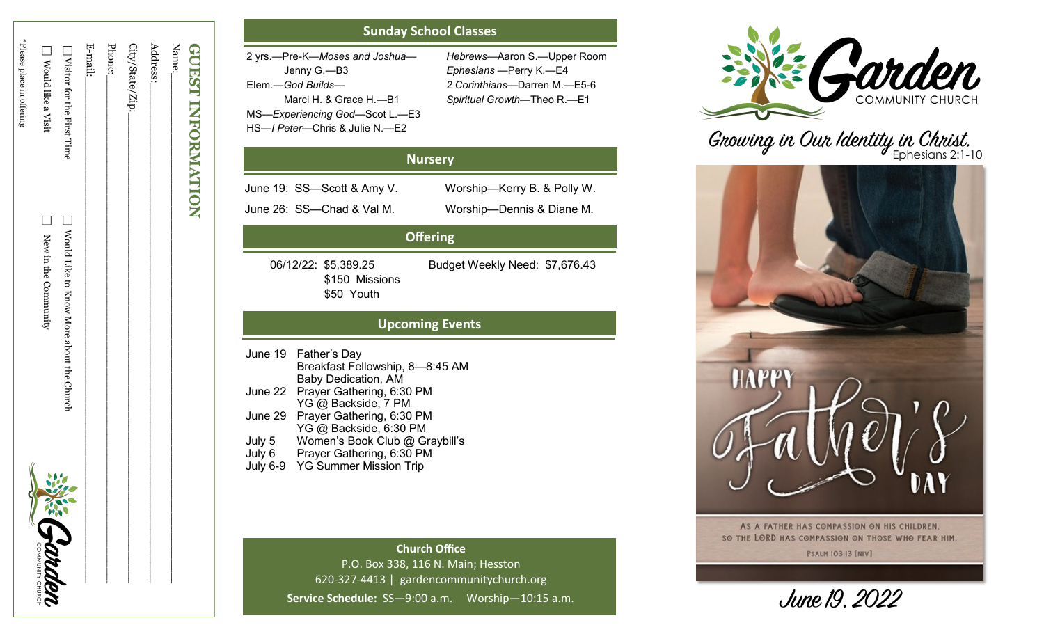## GUEST INFORMATION

Name:\_\_\_\_\_\_\_\_\_\_\_\_\_\_\_\_\_\_\_\_\_\_\_\_\_\_\_\_\_\_\_\_\_\_

Address:\_\_\_\_\_\_\_\_\_\_\_\_\_\_\_\_\_\_\_\_\_\_\_\_\_\_\_\_\_\_\_\_

City/State/Zip:\_\_\_\_\_\_\_\_\_\_\_\_\_\_\_\_\_\_\_\_\_\_\_\_\_\_\_\_

Phone:\_\_\_\_\_\_\_\_\_\_\_\_\_\_\_\_\_\_\_\_\_\_\_\_\_\_\_\_\_\_\_\_\_\_

E-mail:\_\_\_\_\_\_\_\_\_\_\_\_\_\_\_\_\_\_\_\_\_\_\_\_\_\_\_\_\_\_\_\_\_\_

☐ Visitor for the First Time ☐ Would Like to Know More about the Church

☐ Would like a Visit ☐ New in the Community

*Please place in offering

Garden COMMUNITY CHURCH

## Sunday School Classes

2 yrs.—Pre-K—*Moses and Joshua*—Jenny G.—B3

Elem.—*God Builds*—Marci H. & Grace H.—B1

MS—*Experiencing God*—Scot L.—E3

HS—*I Peter*—Chris & Julie N.—E2

*Hebrews*—Aaron S.—Upper Room

*Ephesians* —Perry K.—E4

*2 Corinthians*—Darren M.—E5-6

*Spiritual Growth*—Theo R.—E1

## Nursery

June 19: SS—Scott & Amy V. Worship—Kerry B. & Polly W.

June 26: SS—Chad & Val M. Worship—Dennis & Diane M.

## Offering

06/12/22: $5,389.25
$150 Missions
$50 Youth

Budget Weekly Need: $7,676.43

## Upcoming Events

June 19 Father's Day
Breakfast Fellowship, 8—8:45 AM
Baby Dedication, AM

June 22 Prayer Gathering, 6:30 PM
YG @ Backside, 7 PM

June 29 Prayer Gathering, 6:30 PM
YG @ Backside, 6:30 PM

July 5 Women's Book Club @ Graybill's

July 6 Prayer Gathering, 6:30 PM

July 6-9 YG Summer Mission Trip

**Church Office**
P.O. Box 338, 116 N. Main; Hesston
620-327-4413 | gardencommunitychurch.org
**Service Schedule:** SS—9:00 a.m. Worship—10:15 a.m.

# Garden COMMUNITY CHURCH

Growing in Our Identity in Christ. Ephesians 2:1-10

HAPPY Father's DAY

AS A FATHER HAS COMPASSION ON HIS CHILDREN, SO THE LORD HAS COMPASSION ON THOSE WHO FEAR HIM.
PSALM 103:13 [NIV]

June 19, 2022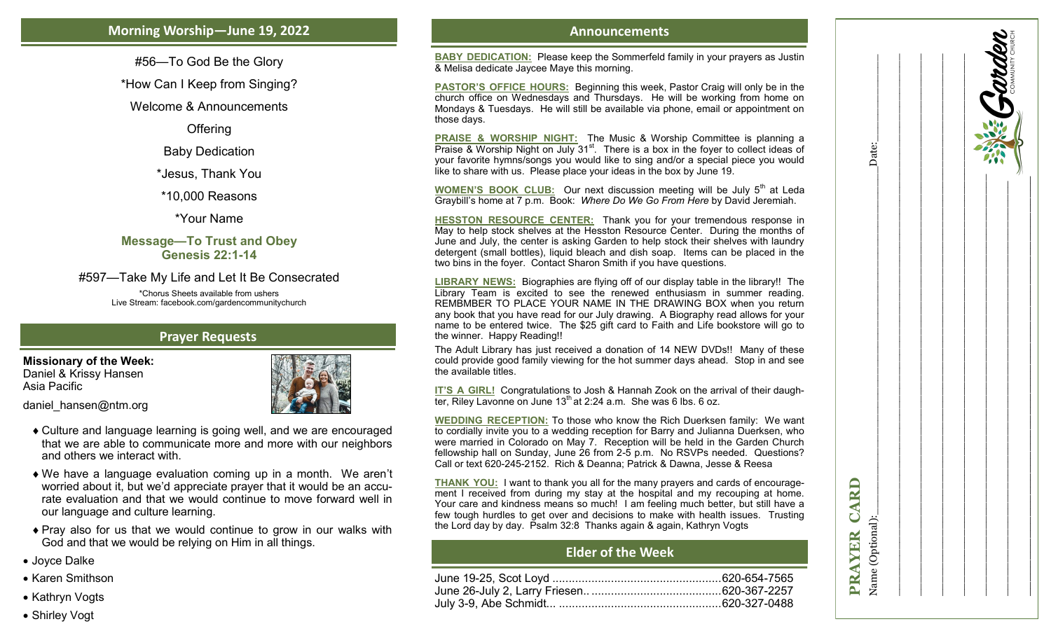## Morning Worship—June 19, 2022

#56—To God Be the Glory

*How Can I Keep from Singing?

Welcome & Announcements

Offering

Baby Dedication

*Jesus, Thank You

*10,000 Reasons

*Your Name

**Message—To Trust and Obey**
**Genesis 22:1-14**

#597—Take My Life and Let It Be Consecrated

*Chorus Sheets available from ushers
Live Stream: facebook.com/gardencommunitychurch

## Prayer Requests

**Missionary of the Week:**
Daniel & Krissy Hansen
Asia Pacific

daniel_hansen@ntm.org

- Culture and language learning is going well, and we are encouraged that we are able to communicate more and more with our neighbors and others we interact with.
- We have a language evaluation coming up in a month. We aren't worried about it, but we'd appreciate prayer that it would be an accurate evaluation and that we would continue to move forward well in our language and culture learning.
- Pray also for us that we would continue to grow in our walks with God and that we would be relying on Him in all things.

- Joyce Dalke
- Karen Smithson
- Kathryn Vogts
- Shirley Vogt

## Announcements

**BABY DEDICATION:** Please keep the Sommerfeld family in your prayers as Justin & Melisa dedicate Jaycee Maye this morning.

**PASTOR'S OFFICE HOURS:** Beginning this week, Pastor Craig will only be in the church office on Wednesdays and Thursdays. He will be working from home on Mondays & Tuesdays. He will still be available via phone, email or appointment on those days.

**PRAISE & WORSHIP NIGHT:** The Music & Worship Committee is planning a Praise & Worship Night on July 31st. There is a box in the foyer to collect ideas of your favorite hymns/songs you would like to sing and/or a special piece you would like to share with us. Please place your ideas in the box by June 19.

**WOMEN'S BOOK CLUB:** Our next discussion meeting will be July 5th at Leda Graybill's home at 7 p.m. Book: *Where Do We Go From Here* by David Jeremiah.

**HESSTON RESOURCE CENTER:** Thank you for your tremendous response in May to help stock shelves at the Hesston Resource Center. During the months of June and July, the center is asking Garden to help stock their shelves with laundry detergent (small bottles), liquid bleach and dish soap. Items can be placed in the two bins in the foyer. Contact Sharon Smith if you have questions.

**LIBRARY NEWS:** Biographies are flying off of our display table in the library!! The Library Team is excited to see the renewed enthusiasm in summer reading. REMBMBER TO PLACE YOUR NAME IN THE DRAWING BOX when you return any book that you have read for our July drawing. A Biography read allows for your name to be entered twice. The $25 gift card to Faith and Life bookstore will go to the winner. Happy Reading!!

The Adult Library has just received a donation of 14 NEW DVDs!! Many of these could provide good family viewing for the hot summer days ahead. Stop in and see the available titles.

**IT'S A GIRL!** Congratulations to Josh & Hannah Zook on the arrival of their daughter, Riley Lavonne on June 13th at 2:24 a.m. She was 6 lbs. 6 oz.

**WEDDING RECEPTION:** To those who know the Rich Duerksen family: We want to cordially invite you to a wedding reception for Barry and Julianna Duerksen, who were married in Colorado on May 7. Reception will be held in the Garden Church fellowship hall on Sunday, June 26 from 2-5 p.m. No RSVPs needed. Questions? Call or text 620-245-2152. Rich & Deanna; Patrick & Dawna, Jesse & Reesa

**THANK YOU:** I want to thank you all for the many prayers and cards of encouragement I received from during my stay at the hospital and my recouping at home. Your care and kindness means so much! I am feeling much better, but still have a few tough hurdles to get over and decisions to make with health issues. Trusting the Lord day by day. Psalm 32:8 Thanks again & again, Kathryn Vogts

## Elder of the Week

June 19-25, Scot Loyd ....................................................620-654-7565
June 26-July 2, Larry Friesen.. ........................................620-367-2257
July 3-9, Abe Schmidt... ..................................................620-327-0488

Garden
COMMUNITY CHURCH

**PRAYER CARD**

Name (Optional):____________________ Date:__________